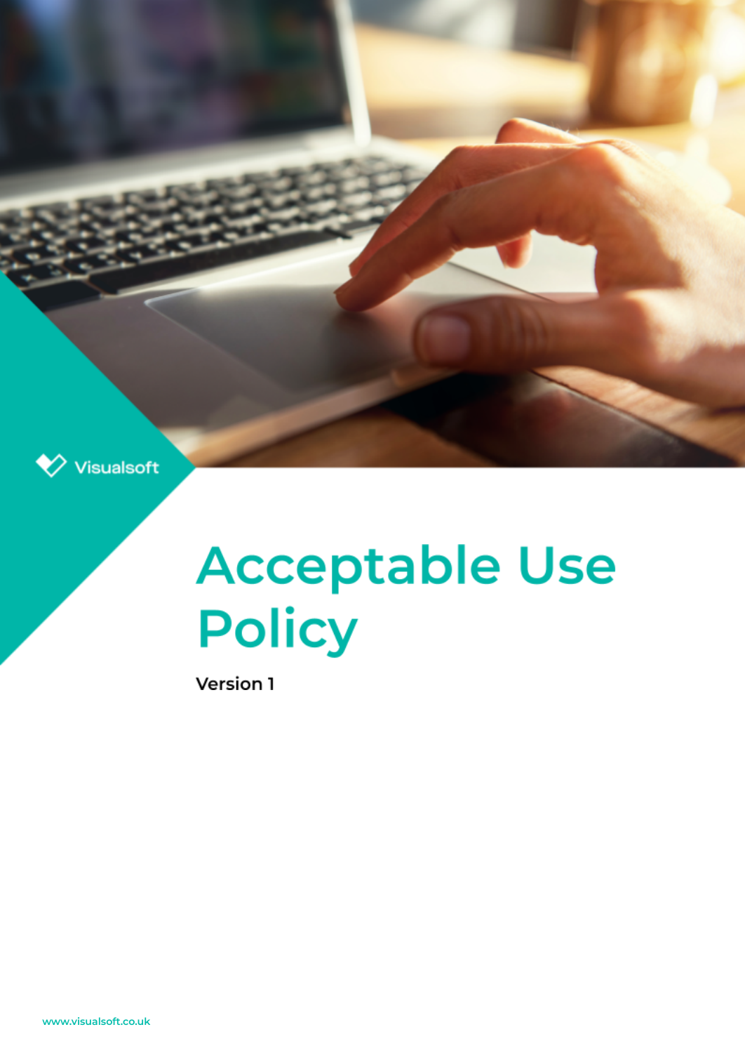Visualsoft

# Acceptable Use Policy

**Version 1**

www.visualsoft.co.uk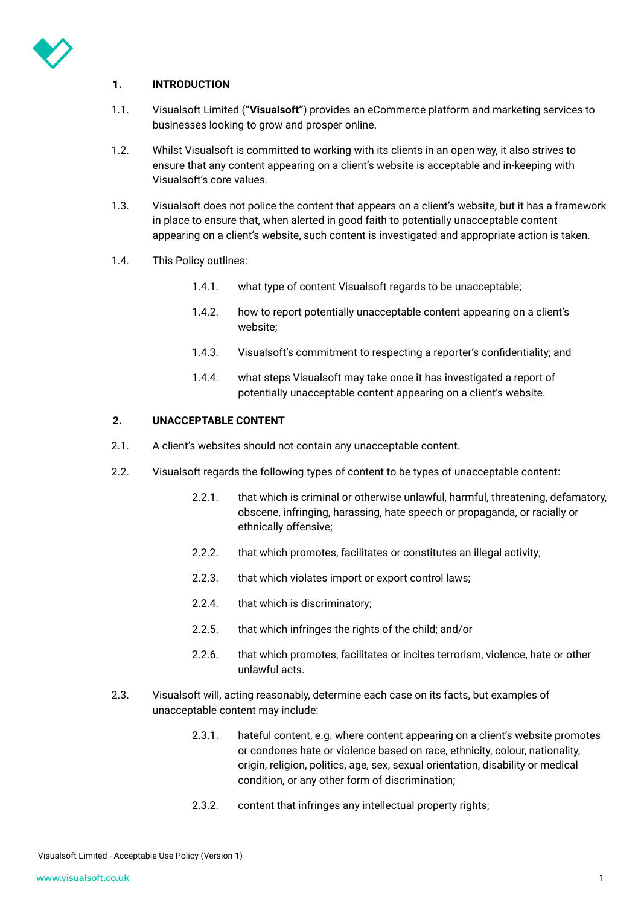## 1. INTRODUCTION

1.1. Visualsoft Limited (**"Visualsoft"**) provides an eCommerce platform and marketing services to businesses looking to grow and prosper online.

1.2. Whilst Visualsoft is committed to working with its clients in an open way, it also strives to ensure that any content appearing on a client's website is acceptable and in-keeping with Visualsoft's core values.

1.3. Visualsoft does not police the content that appears on a client's website, but it has a framework in place to ensure that, when alerted in good faith to potentially unacceptable content appearing on a client's website, such content is investigated and appropriate action is taken.

1.4. This Policy outlines:

- 1.4.1. what type of content Visualsoft regards to be unacceptable;
- 1.4.2. how to report potentially unacceptable content appearing on a client's website;
- 1.4.3. Visualsoft's commitment to respecting a reporter's confidentiality; and
- 1.4.4. what steps Visualsoft may take once it has investigated a report of potentially unacceptable content appearing on a client's website.

## 2. UNACCEPTABLE CONTENT

2.1. A client's websites should not contain any unacceptable content.

2.2. Visualsoft regards the following types of content to be types of unacceptable content:

- 2.2.1. that which is criminal or otherwise unlawful, harmful, threatening, defamatory, obscene, infringing, harassing, hate speech or propaganda, or racially or ethnically offensive;
- 2.2.2. that which promotes, facilitates or constitutes an illegal activity;
- 2.2.3. that which violates import or export control laws;
- 2.2.4. that which is discriminatory;
- 2.2.5. that which infringes the rights of the child; and/or
- 2.2.6. that which promotes, facilitates or incites terrorism, violence, hate or other unlawful acts.

2.3. Visualsoft will, acting reasonably, determine each case on its facts, but examples of unacceptable content may include:

- 2.3.1. hateful content, e.g. where content appearing on a client's website promotes or condones hate or violence based on race, ethnicity, colour, nationality, origin, religion, politics, age, sex, sexual orientation, disability or medical condition, or any other form of discrimination;
- 2.3.2. content that infringes any intellectual property rights;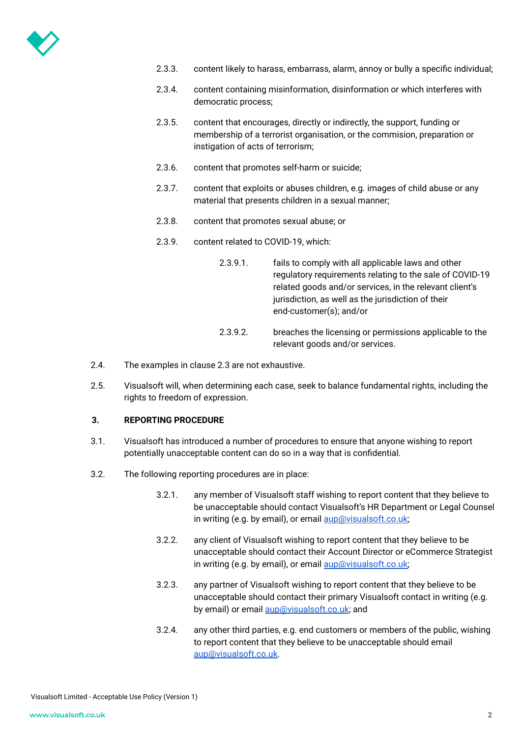2.3.3. content likely to harass, embarrass, alarm, annoy or bully a specific individual;

2.3.4. content containing misinformation, disinformation or which interferes with democratic process;

2.3.5. content that encourages, directly or indirectly, the support, funding or membership of a terrorist organisation, or the commision, preparation or instigation of acts of terrorism;

2.3.6. content that promotes self-harm or suicide;

2.3.7. content that exploits or abuses children, e.g. images of child abuse or any material that presents children in a sexual manner;

2.3.8. content that promotes sexual abuse; or

2.3.9. content related to COVID-19, which:

2.3.9.1. fails to comply with all applicable laws and other regulatory requirements relating to the sale of COVID-19 related goods and/or services, in the relevant client's jurisdiction, as well as the jurisdiction of their end-customer(s); and/or

2.3.9.2. breaches the licensing or permissions applicable to the relevant goods and/or services.

2.4. The examples in clause 2.3 are not exhaustive.

2.5. Visualsoft will, when determining each case, seek to balance fundamental rights, including the rights to freedom of expression.

## 3. REPORTING PROCEDURE

3.1. Visualsoft has introduced a number of procedures to ensure that anyone wishing to report potentially unacceptable content can do so in a way that is confidential.

3.2. The following reporting procedures are in place:

3.2.1. any member of Visualsoft staff wishing to report content that they believe to be unacceptable should contact Visualsoft's HR Department or Legal Counsel in writing (e.g. by email), or email aup@visualsoft.co.uk;

3.2.2. any client of Visualsoft wishing to report content that they believe to be unacceptable should contact their Account Director or eCommerce Strategist in writing (e.g. by email), or email aup@visualsoft.co.uk;

3.2.3. any partner of Visualsoft wishing to report content that they believe to be unacceptable should contact their primary Visualsoft contact in writing (e.g. by email) or email aup@visualsoft.co.uk; and

3.2.4. any other third parties, e.g. end customers or members of the public, wishing to report content that they believe to be unacceptable should email aup@visualsoft.co.uk.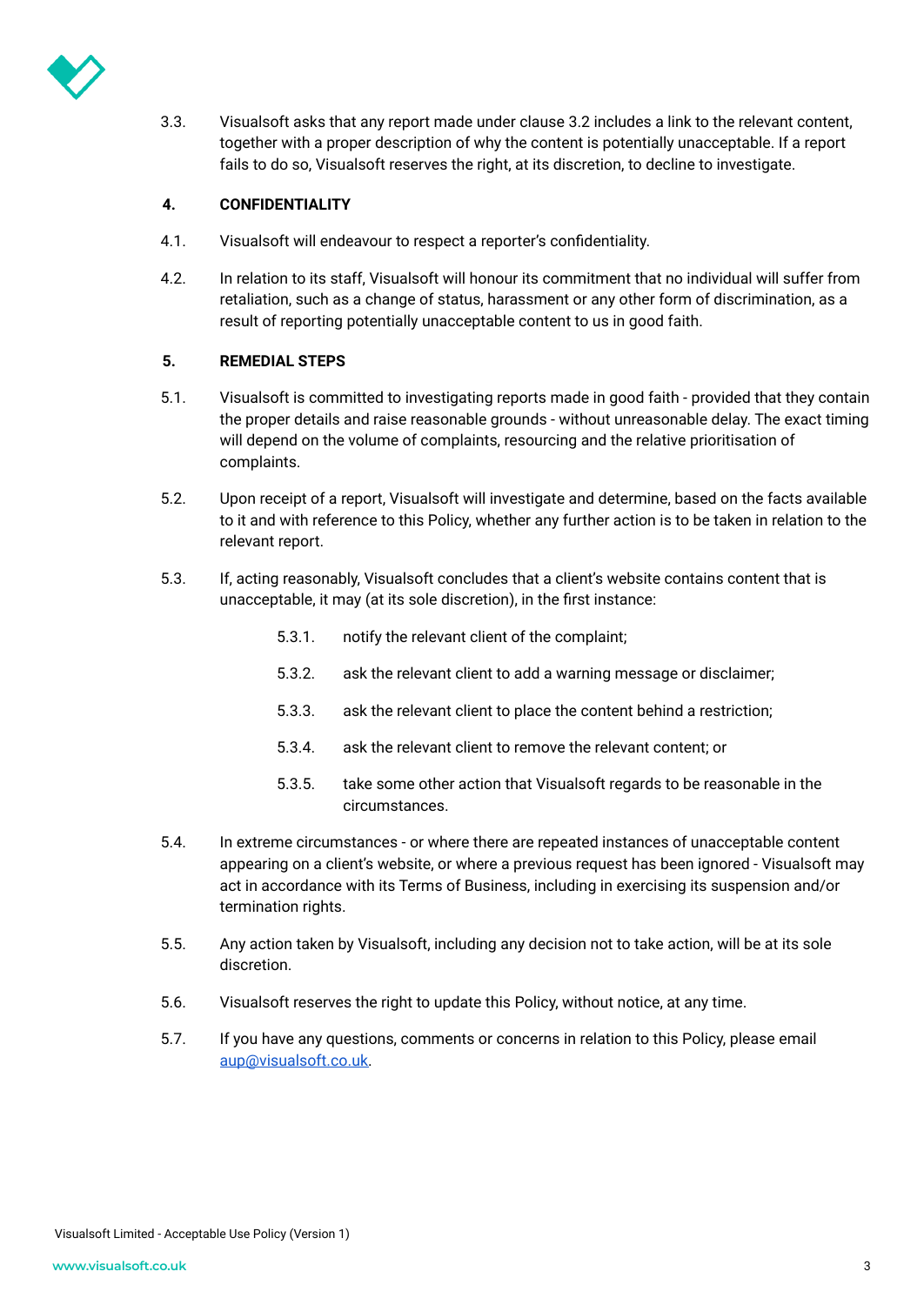3.3. Visualsoft asks that any report made under clause 3.2 includes a link to the relevant content, together with a proper description of why the content is potentially unacceptable. If a report fails to do so, Visualsoft reserves the right, at its discretion, to decline to investigate.

## 4. CONFIDENTIALITY

4.1. Visualsoft will endeavour to respect a reporter's confidentiality.

4.2. In relation to its staff, Visualsoft will honour its commitment that no individual will suffer from retaliation, such as a change of status, harassment or any other form of discrimination, as a result of reporting potentially unacceptable content to us in good faith.

## 5. REMEDIAL STEPS

5.1. Visualsoft is committed to investigating reports made in good faith - provided that they contain the proper details and raise reasonable grounds - without unreasonable delay. The exact timing will depend on the volume of complaints, resourcing and the relative prioritisation of complaints.

5.2. Upon receipt of a report, Visualsoft will investigate and determine, based on the facts available to it and with reference to this Policy, whether any further action is to be taken in relation to the relevant report.

5.3. If, acting reasonably, Visualsoft concludes that a client's website contains content that is unacceptable, it may (at its sole discretion), in the first instance:

- 5.3.1. notify the relevant client of the complaint;
- 5.3.2. ask the relevant client to add a warning message or disclaimer;
- 5.3.3. ask the relevant client to place the content behind a restriction;
- 5.3.4. ask the relevant client to remove the relevant content; or
- 5.3.5. take some other action that Visualsoft regards to be reasonable in the circumstances.

5.4. In extreme circumstances - or where there are repeated instances of unacceptable content appearing on a client's website, or where a previous request has been ignored - Visualsoft may act in accordance with its Terms of Business, including in exercising its suspension and/or termination rights.

5.5. Any action taken by Visualsoft, including any decision not to take action, will be at its sole discretion.

5.6. Visualsoft reserves the right to update this Policy, without notice, at any time.

5.7. If you have any questions, comments or concerns in relation to this Policy, please email [aup@visualsoft.co.uk](mailto:aup@visualsoft.co.uk).